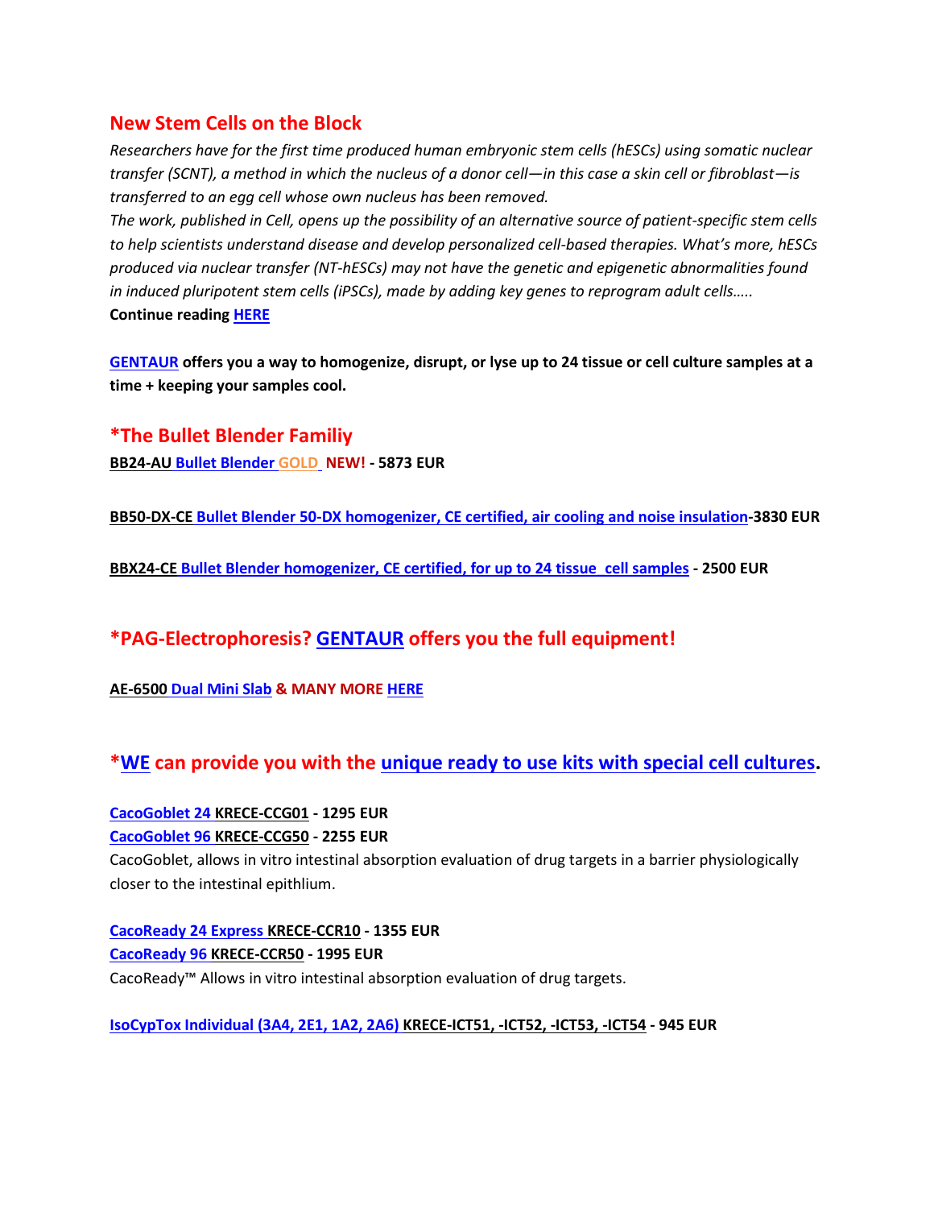## New Stem Cells on the Block

*Researchers have for the first time produced human embryonic stem cells (hESCs) using somatic nuclear transfer (SCNT), a method in which the nucleus of a donor cell—in this case a skin cell or fibroblast—is transferred to an egg cell whose own nucleus has been removed.*

*The work, published in Cell, opens up the possibility of an alternative source of patient-specific stem cells to help scientists understand disease and develop personalized cell-based therapies. What's more, hESCs produced via nuclear transfer (NT-hESCs) may not have the genetic and epigenetic abnormalities found in induced pluripotent stem cells (iPSCs), made by adding key genes to reprogram adult cells…..*

**Continue reading HERE**

**GENTAUR offers you a way to homogenize, disrupt, or lyse up to 24 tissue or cell culture samples at a time + keeping your samples cool.**

## *The Bullet Blender Familiy

**BB24-AU Bullet Blender GOLD NEW! - 5873 EUR**

**BB50-DX-CE Bullet Blender 50-DX homogenizer, CE certified, air cooling and noise insulation-3830 EUR**

**BBX24-CE Bullet Blender homogenizer, CE certified, for up to 24 tissue cell samples - 2500 EUR**

## *PAG-Electrophoresis? GENTAUR offers you the full equipment!

**AE-6500 Dual Mini Slab & MANY MORE HERE**

## *WE can provide you with the unique ready to use kits with special cell cultures.

**CacoGoblet 24 KRECE-CCG01 - 1295 EUR**
**CacoGoblet 96 KRECE-CCG50 - 2255 EUR**
CacoGoblet, allows in vitro intestinal absorption evaluation of drug targets in a barrier physiologically closer to the intestinal epithlium.

**CacoReady 24 Express KRECE-CCR10 - 1355 EUR**
**CacoReady 96 KRECE-CCR50 - 1995 EUR**
CacoReady™ Allows in vitro intestinal absorption evaluation of drug targets.

**IsoCypTox Individual (3A4, 2E1, 1A2, 2A6) KRECE-ICT51, -ICT52, -ICT53, -ICT54 - 945 EUR**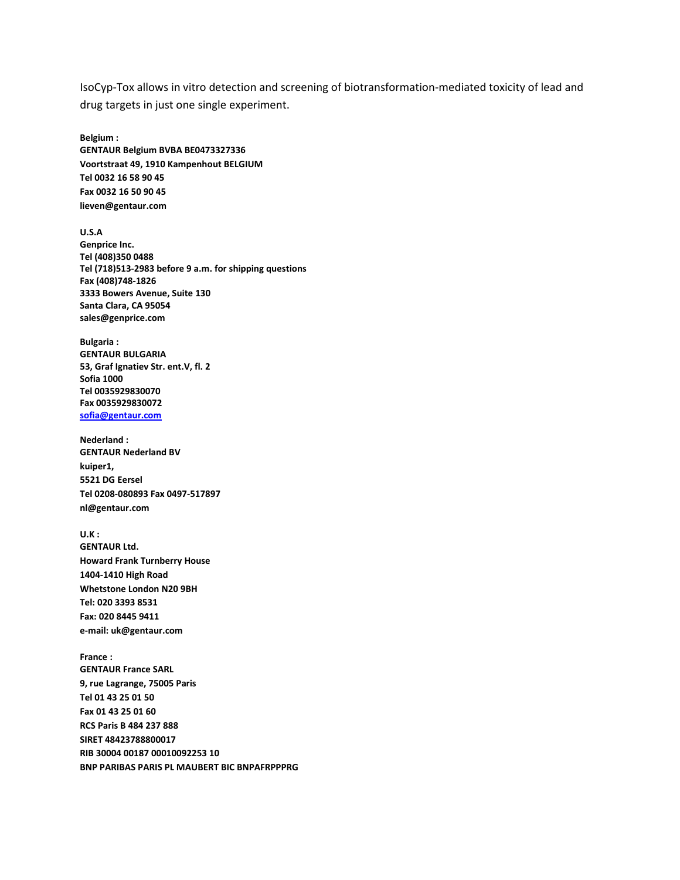IsoCyp-Tox allows in vitro detection and screening of biotransformation-mediated toxicity of lead and drug targets in just one single experiment.

**Belgium :**
**GENTAUR Belgium BVBA BE0473327336**
**Voortstraat 49, 1910 Kampenhout BELGIUM**
**Tel 0032 16 58 90 45**
**Fax 0032 16 50 90 45**
**lieven@gentaur.com**

**U.S.A**
**Genprice Inc.**
**Tel (408)350 0488**
**Tel (718)513-2983 before 9 a.m. for shipping questions**
**Fax (408)748-1826**
**3333 Bowers Avenue, Suite 130**
**Santa Clara, CA 95054**
**sales@genprice.com**

**Bulgaria :**
**GENTAUR BULGARIA**
**53, Graf Ignatiev Str. ent.V, fl. 2**
**Sofia 1000**
**Tel 0035929830070**
**Fax 0035929830072**
**sofia@gentaur.com**

**Nederland :**
**GENTAUR Nederland BV**
**kuiper1,**
**5521 DG Eersel**
**Tel 0208-080893 Fax 0497-517897**
**nl@gentaur.com**

**U.K :**
**GENTAUR Ltd.**
**Howard Frank Turnberry House**
**1404-1410 High Road**
**Whetstone London N20 9BH**
**Tel: 020 3393 8531**
**Fax: 020 8445 9411**
**e-mail: uk@gentaur.com**

**France :**
**GENTAUR France SARL**
**9, rue Lagrange, 75005 Paris**
**Tel 01 43 25 01 50**
**Fax 01 43 25 01 60**
**RCS Paris B 484 237 888**
**SIRET 48423788800017**
**RIB 30004 00187 00010092253 10**
**BNP PARIBAS PARIS PL MAUBERT BIC BNPAFRPPPRG**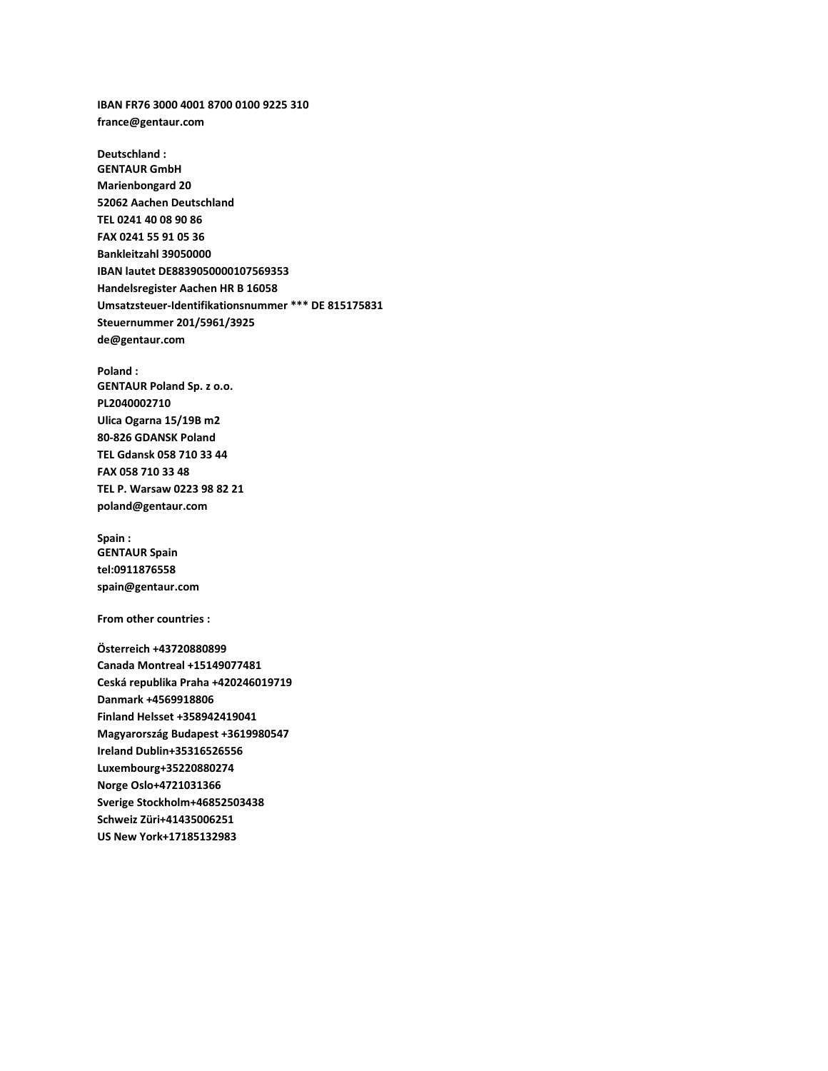**IBAN FR76 3000 4001 8700 0100 9225 310**
**france@gentaur.com**

**Deutschland :**
**GENTAUR GmbH**
**Marienbongard 20**
**52062 Aachen Deutschland**
**TEL 0241 40 08 90 86**
**FAX 0241 55 91 05 36**
**Bankleitzahl 39050000**
**IBAN lautet DE8839050000107569353**
**Handelsregister Aachen HR B 16058**
**Umsatzsteuer-Identifikationsnummer *** DE 815175831**
**Steuernummer 201/5961/3925**
**de@gentaur.com**

**Poland :**
**GENTAUR Poland Sp. z o.o.**
**PL2040002710**
**Ulica Ogarna 15/19B m2**
**80-826 GDANSK Poland**
**TEL Gdansk 058 710 33 44**
**FAX 058 710 33 48**
**TEL P. Warsaw 0223 98 82 21**
**poland@gentaur.com**

**Spain :**
**GENTAUR Spain**
**tel:0911876558**
**spain@gentaur.com**

**From other countries :**

**Österreich +43720880899**
**Canada Montreal +15149077481**
**Ceská republika Praha +420246019719**
**Danmark +4569918806**
**Finland Helsset +358942419041**
**Magyarország Budapest +3619980547**
**Ireland Dublin+35316526556**
**Luxembourg+35220880274**
**Norge Oslo+4721031366**
**Sverige Stockholm+46852503438**
**Schweiz Züri+41435006251**
**US New York+17185132983**